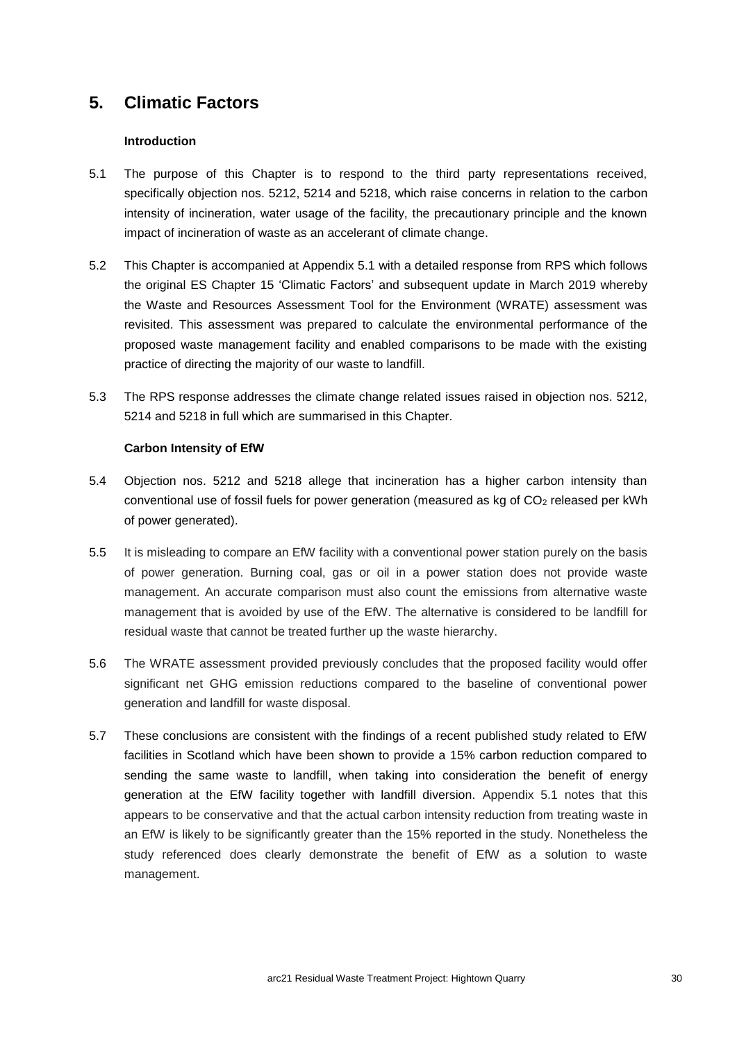# 5. Climatic Factors

### Introduction

5.1 The purpose of this Chapter is to respond to the third party representations received, specifically objection nos. 5212, 5214 and 5218, which raise concerns in relation to the carbon intensity of incineration, water usage of the facility, the precautionary principle and the known impact of incineration of waste as an accelerant of climate change.

5.2 This Chapter is accompanied at Appendix 5.1 with a detailed response from RPS which follows the original ES Chapter 15 'Climatic Factors' and subsequent update in March 2019 whereby the Waste and Resources Assessment Tool for the Environment (WRATE) assessment was revisited. This assessment was prepared to calculate the environmental performance of the proposed waste management facility and enabled comparisons to be made with the existing practice of directing the majority of our waste to landfill.

5.3 The RPS response addresses the climate change related issues raised in objection nos. 5212, 5214 and 5218 in full which are summarised in this Chapter.

### Carbon Intensity of EfW

5.4 Objection nos. 5212 and 5218 allege that incineration has a higher carbon intensity than conventional use of fossil fuels for power generation (measured as kg of $CO_2$ released per kWh of power generated).

5.5 It is misleading to compare an EfW facility with a conventional power station purely on the basis of power generation. Burning coal, gas or oil in a power station does not provide waste management. An accurate comparison must also count the emissions from alternative waste management that is avoided by use of the EfW. The alternative is considered to be landfill for residual waste that cannot be treated further up the waste hierarchy.

5.6 The WRATE assessment provided previously concludes that the proposed facility would offer significant net GHG emission reductions compared to the baseline of conventional power generation and landfill for waste disposal.

5.7 These conclusions are consistent with the findings of a recent published study related to EfW facilities in Scotland which have been shown to provide a 15% carbon reduction compared to sending the same waste to landfill, when taking into consideration the benefit of energy generation at the EfW facility together with landfill diversion. Appendix 5.1 notes that this appears to be conservative and that the actual carbon intensity reduction from treating waste in an EfW is likely to be significantly greater than the 15% reported in the study. Nonetheless the study referenced does clearly demonstrate the benefit of EfW as a solution to waste management.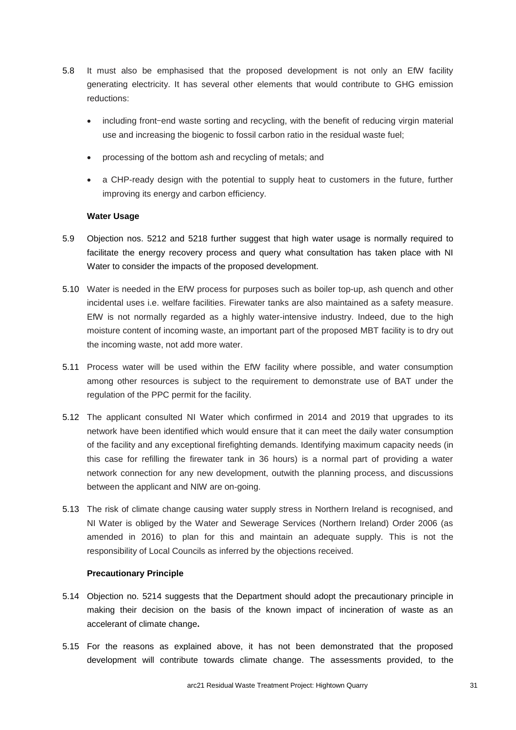5.8 It must also be emphasised that the proposed development is not only an EfW facility generating electricity. It has several other elements that would contribute to GHG emission reductions:

- including front−end waste sorting and recycling, with the benefit of reducing virgin material use and increasing the biogenic to fossil carbon ratio in the residual waste fuel;
- processing of the bottom ash and recycling of metals; and
- a CHP-ready design with the potential to supply heat to customers in the future, further improving its energy and carbon efficiency.

**Water Usage**

5.9 Objection nos. 5212 and 5218 further suggest that high water usage is normally required to facilitate the energy recovery process and query what consultation has taken place with NI Water to consider the impacts of the proposed development.

5.10 Water is needed in the EfW process for purposes such as boiler top-up, ash quench and other incidental uses i.e. welfare facilities. Firewater tanks are also maintained as a safety measure. EfW is not normally regarded as a highly water-intensive industry. Indeed, due to the high moisture content of incoming waste, an important part of the proposed MBT facility is to dry out the incoming waste, not add more water.

5.11 Process water will be used within the EfW facility where possible, and water consumption among other resources is subject to the requirement to demonstrate use of BAT under the regulation of the PPC permit for the facility.

5.12 The applicant consulted NI Water which confirmed in 2014 and 2019 that upgrades to its network have been identified which would ensure that it can meet the daily water consumption of the facility and any exceptional firefighting demands. Identifying maximum capacity needs (in this case for refilling the firewater tank in 36 hours) is a normal part of providing a water network connection for any new development, outwith the planning process, and discussions between the applicant and NIW are on-going.

5.13 The risk of climate change causing water supply stress in Northern Ireland is recognised, and NI Water is obliged by the Water and Sewerage Services (Northern Ireland) Order 2006 (as amended in 2016) to plan for this and maintain an adequate supply. This is not the responsibility of Local Councils as inferred by the objections received.

**Precautionary Principle**

5.14 Objection no. 5214 suggests that the Department should adopt the precautionary principle in making their decision on the basis of the known impact of incineration of waste as an accelerant of climate change**.**

5.15 For the reasons as explained above, it has not been demonstrated that the proposed development will contribute towards climate change. The assessments provided, to the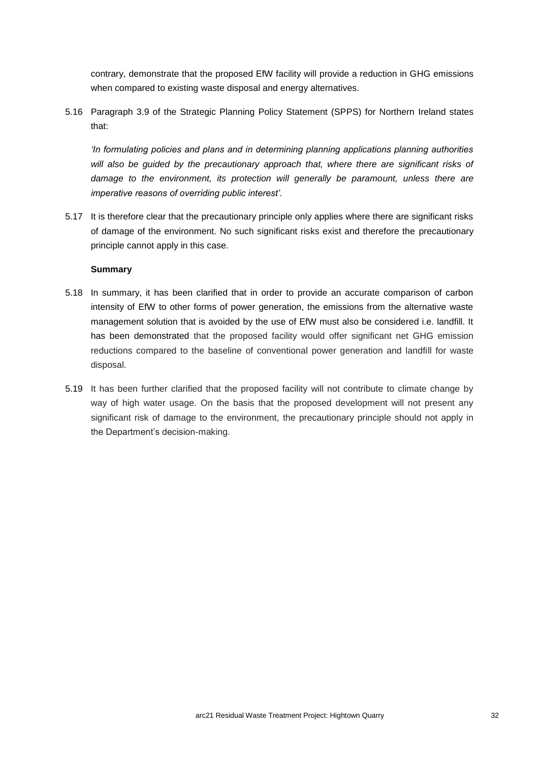contrary, demonstrate that the proposed EfW facility will provide a reduction in GHG emissions when compared to existing waste disposal and energy alternatives.

5.16 Paragraph 3.9 of the Strategic Planning Policy Statement (SPPS) for Northern Ireland states that:

*'In formulating policies and plans and in determining planning applications planning authorities will also be guided by the precautionary approach that, where there are significant risks of damage to the environment, its protection will generally be paramount, unless there are imperative reasons of overriding public interest'.*

5.17 It is therefore clear that the precautionary principle only applies where there are significant risks of damage of the environment. No such significant risks exist and therefore the precautionary principle cannot apply in this case.

**Summary**

5.18 In summary, it has been clarified that in order to provide an accurate comparison of carbon intensity of EfW to other forms of power generation, the emissions from the alternative waste management solution that is avoided by the use of EfW must also be considered i.e. landfill. It has been demonstrated that the proposed facility would offer significant net GHG emission reductions compared to the baseline of conventional power generation and landfill for waste disposal.

5.19 It has been further clarified that the proposed facility will not contribute to climate change by way of high water usage. On the basis that the proposed development will not present any significant risk of damage to the environment, the precautionary principle should not apply in the Department's decision-making.